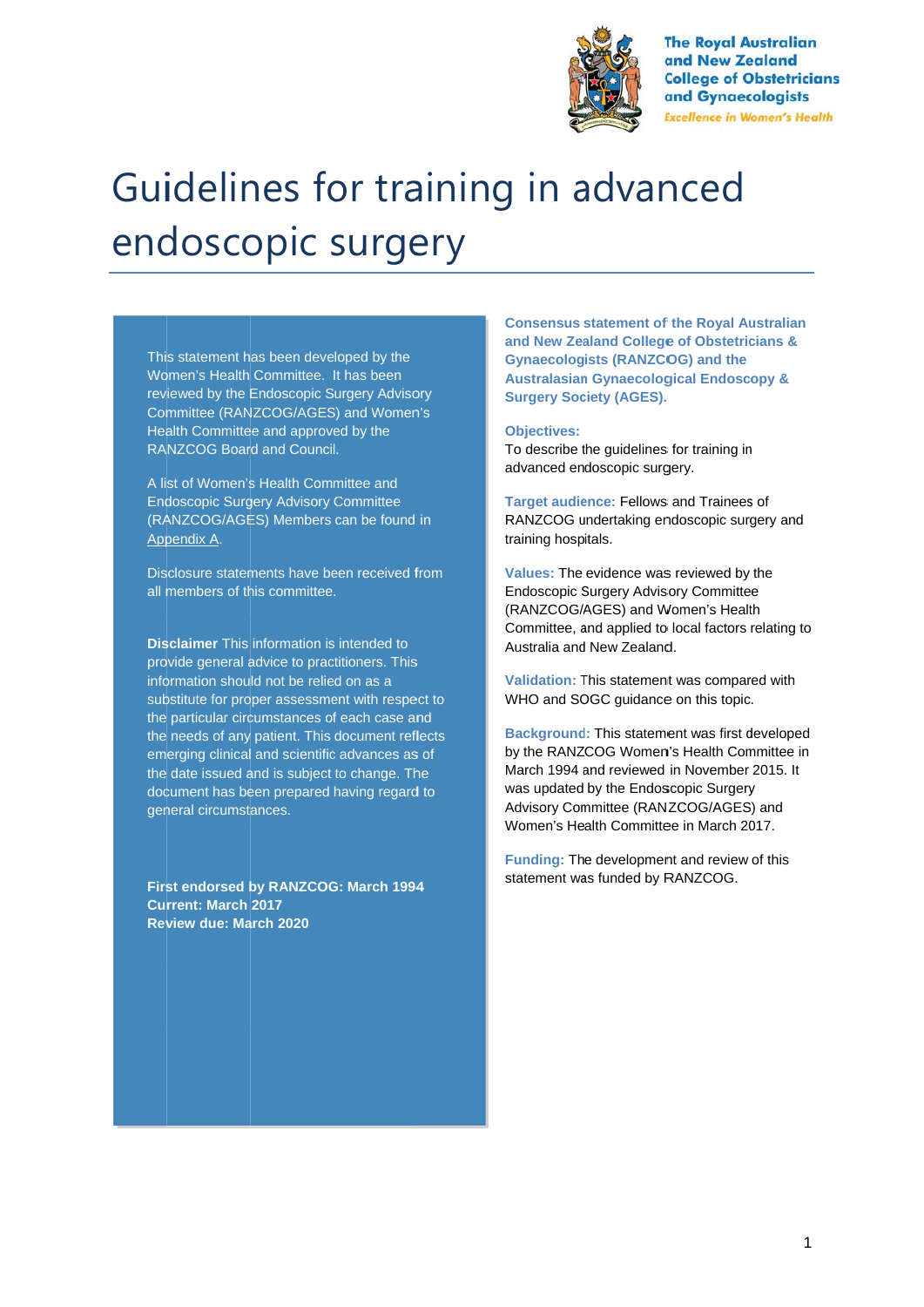The Royal Australian and New Zealand College of Obstetricians and Gynaecologists

*Excellence in Women's Health*

# Guidelines for training in advanced endoscopic surgery

This statement has been developed by the Women's Health Committee. It has been reviewed by the Endoscopic Surgery Advisory Committee (RANZCOG/AGES) and Women's Health Committee and approved by the RANZCOG Board and Council.

A list of Women's Health Committee and Endoscopic Surgery Advisory Committee (RANZCOG/AGES) Members can be found in Appendix A.

Disclosure statements have been received from all members of this committee.

**Disclaimer** This information is intended to provide general advice to practitioners. This information should not be relied on as a substitute for proper assessment with respect to the particular circumstances of each case and the needs of any patient. This document reflects emerging clinical and scientific advances as of the date issued and is subject to change. The document has been prepared having regard to general circumstances.

**First endorsed by RANZCOG: March 1994**
**Current: March 2017**
**Review due: March 2020**

**Consensus statement of the Royal Australian and New Zealand College of Obstetricians & Gynaecologists (RANZCOG) and the Australasian Gynaecological Endoscopy & Surgery Society (AGES).**

**Objectives:**
To describe the guidelines for training in advanced endoscopic surgery.

**Target audience:** Fellows and Trainees of RANZCOG undertaking endoscopic surgery and training hospitals.

**Values:** The evidence was reviewed by the Endoscopic Surgery Advisory Committee (RANZCOG/AGES) and Women's Health Committee, and applied to local factors relating to Australia and New Zealand.

**Validation:** This statement was compared with WHO and SOGC guidance on this topic.

**Background:** This statement was first developed by the RANZCOG Women's Health Committee in March 1994 and reviewed in November 2015. It was updated by the Endoscopic Surgery Advisory Committee (RANZCOG/AGES) and Women's Health Committee in March 2017.

**Funding:** The development and review of this statement was funded by RANZCOG.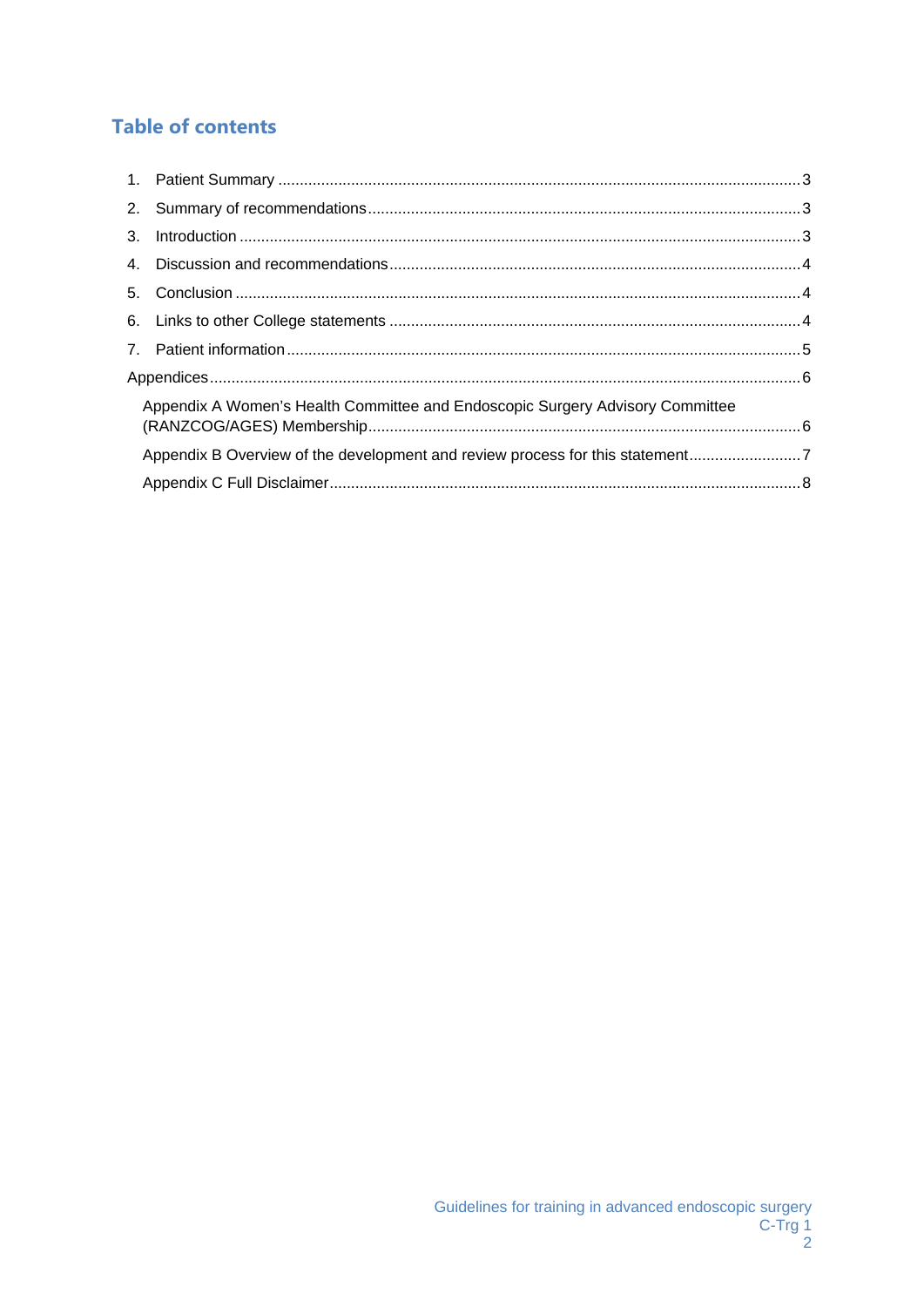## Table of contents

1. Patient Summary ........................................................................................................................ 3
2. Summary of recommendations ................................................................................................... 3
3. Introduction ................................................................................................................................ 3
4. Discussion and recommendations .............................................................................................. 4
5. Conclusion .................................................................................................................................. 4
6. Links to other College statements .............................................................................................. 4
7. Patient information ...................................................................................................................... 5

Appendices ....................................................................................................................................... 6

- Appendix A Women's Health Committee and Endoscopic Surgery Advisory Committee (RANZCOG/AGES) Membership ................................................................................................... 6
- Appendix B Overview of the development and review process for this statement .......................... 7
- Appendix C Full Disclaimer ............................................................................................................ 8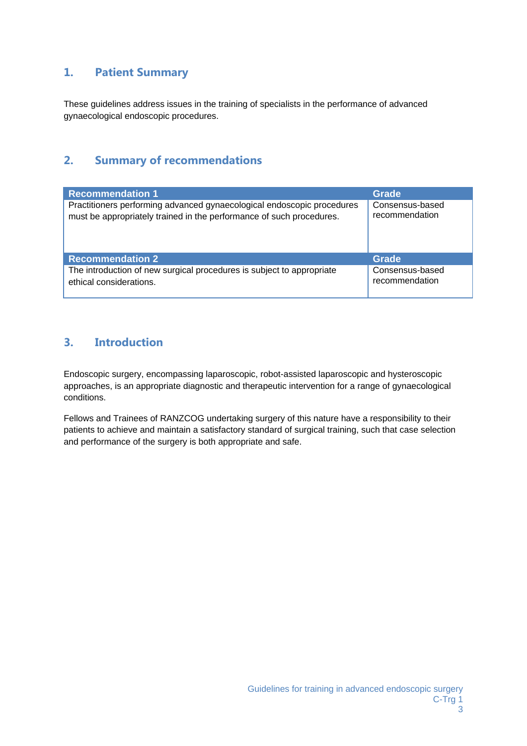## 1. Patient Summary

These guidelines address issues in the training of specialists in the performance of advanced gynaecological endoscopic procedures.

## 2. Summary of recommendations

| Recommendation 1 | Grade |
|---|---|
| Practitioners performing advanced gynaecological endoscopic procedures must be appropriately trained in the performance of such procedures. | Consensus-based recommendation |
| **Recommendation 2** | **Grade** |
| The introduction of new surgical procedures is subject to appropriate ethical considerations. | Consensus-based recommendation |

## 3. Introduction

Endoscopic surgery, encompassing laparoscopic, robot-assisted laparoscopic and hysteroscopic approaches, is an appropriate diagnostic and therapeutic intervention for a range of gynaecological conditions.

Fellows and Trainees of RANZCOG undertaking surgery of this nature have a responsibility to their patients to achieve and maintain a satisfactory standard of surgical training, such that case selection and performance of the surgery is both appropriate and safe.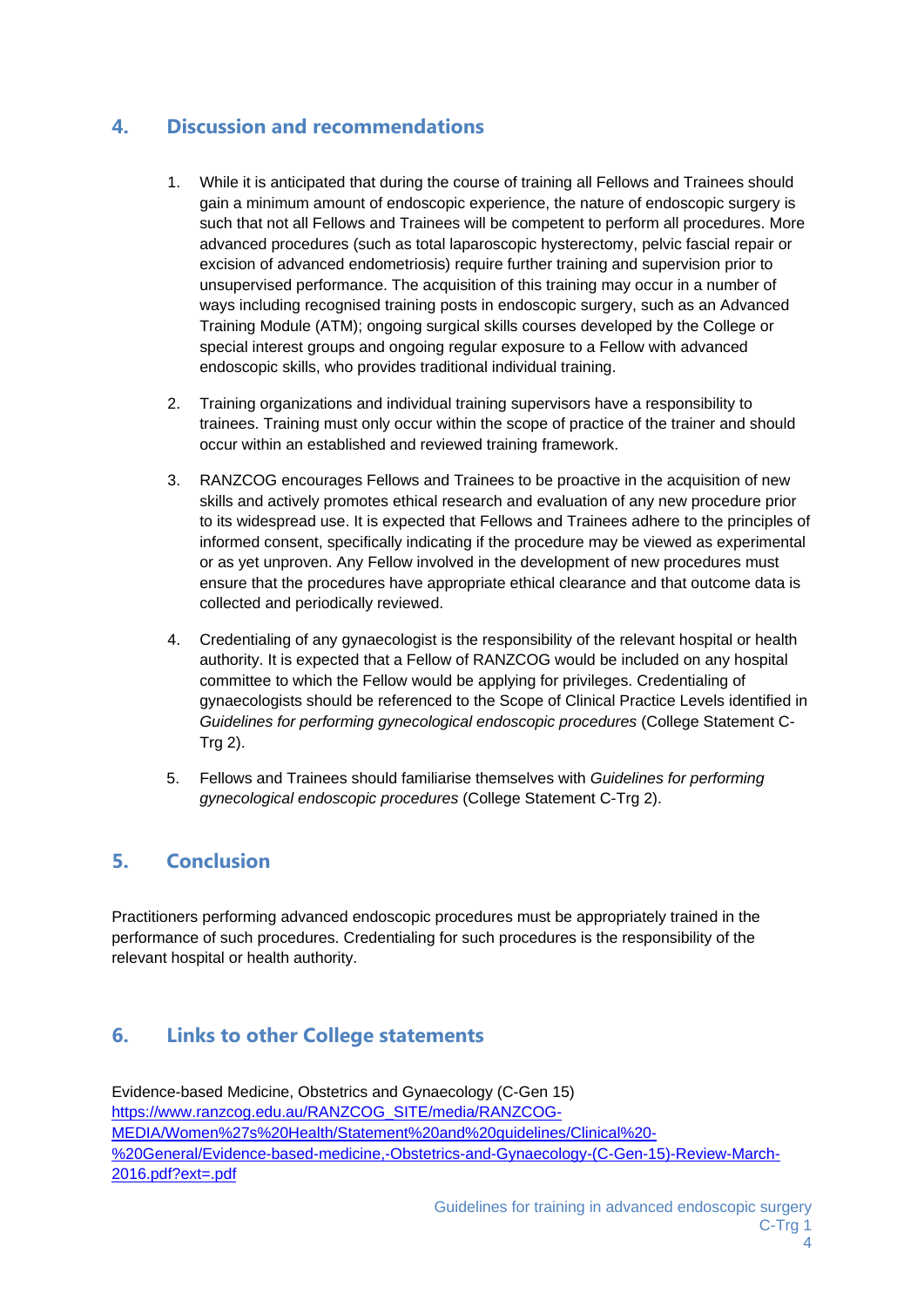## 4. Discussion and recommendations

1. While it is anticipated that during the course of training all Fellows and Trainees should gain a minimum amount of endoscopic experience, the nature of endoscopic surgery is such that not all Fellows and Trainees will be competent to perform all procedures. More advanced procedures (such as total laparoscopic hysterectomy, pelvic fascial repair or excision of advanced endometriosis) require further training and supervision prior to unsupervised performance. The acquisition of this training may occur in a number of ways including recognised training posts in endoscopic surgery, such as an Advanced Training Module (ATM); ongoing surgical skills courses developed by the College or special interest groups and ongoing regular exposure to a Fellow with advanced endoscopic skills, who provides traditional individual training.

2. Training organizations and individual training supervisors have a responsibility to trainees. Training must only occur within the scope of practice of the trainer and should occur within an established and reviewed training framework.

3. RANZCOG encourages Fellows and Trainees to be proactive in the acquisition of new skills and actively promotes ethical research and evaluation of any new procedure prior to its widespread use. It is expected that Fellows and Trainees adhere to the principles of informed consent, specifically indicating if the procedure may be viewed as experimental or as yet unproven. Any Fellow involved in the development of new procedures must ensure that the procedures have appropriate ethical clearance and that outcome data is collected and periodically reviewed.

4. Credentialing of any gynaecologist is the responsibility of the relevant hospital or health authority. It is expected that a Fellow of RANZCOG would be included on any hospital committee to which the Fellow would be applying for privileges. Credentialing of gynaecologists should be referenced to the Scope of Clinical Practice Levels identified in *Guidelines for performing gynecological endoscopic procedures* (College Statement C-Trg 2).

5. Fellows and Trainees should familiarise themselves with *Guidelines for performing gynecological endoscopic procedures* (College Statement C-Trg 2).

## 5. Conclusion

Practitioners performing advanced endoscopic procedures must be appropriately trained in the performance of such procedures. Credentialing for such procedures is the responsibility of the relevant hospital or health authority.

## 6. Links to other College statements

Evidence-based Medicine, Obstetrics and Gynaecology (C-Gen 15)
https://www.ranzcog.edu.au/RANZCOG_SITE/media/RANZCOG-MEDIA/Women%27s%20Health/Statement%20and%20guidelines/Clinical%20-%20General/Evidence-based-medicine,-Obstetrics-and-Gynaecology-(C-Gen-15)-Review-March-2016.pdf?ext=.pdf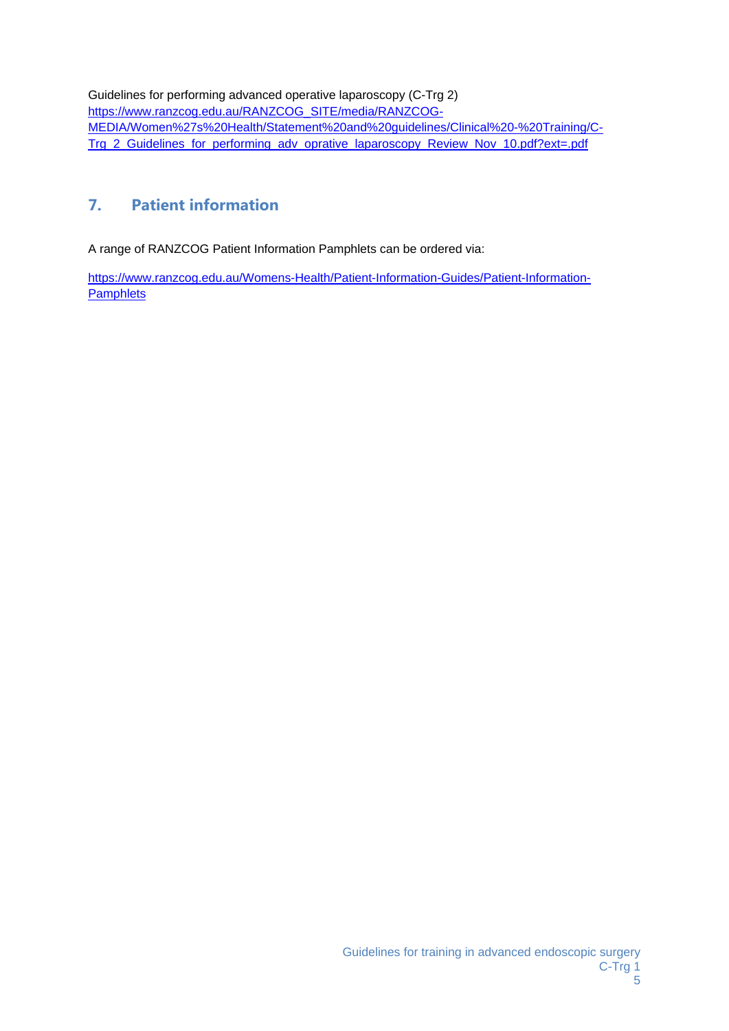Guidelines for performing advanced operative laparoscopy (C-Trg 2)
https://www.ranzcog.edu.au/RANZCOG_SITE/media/RANZCOG-MEDIA/Women%27s%20Health/Statement%20and%20guidelines/Clinical%20-%20Training/C-Trg_2_Guidelines_for_performing_adv_oprative_laparoscopy_Review_Nov_10.pdf?ext=.pdf

## 7. Patient information

A range of RANZCOG Patient Information Pamphlets can be ordered via:

https://www.ranzcog.edu.au/Womens-Health/Patient-Information-Guides/Patient-Information-Pamphlets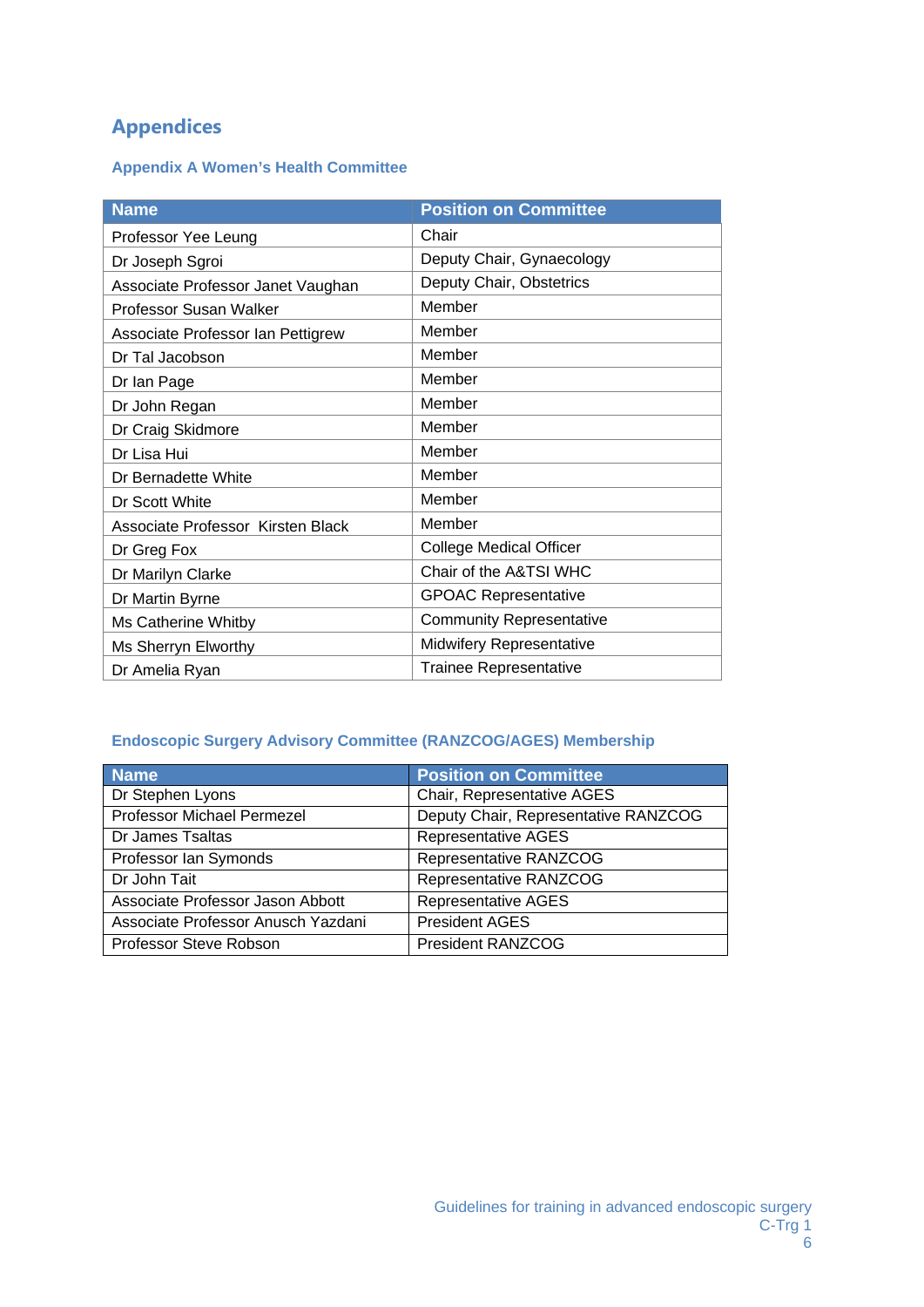# Appendices

## Appendix A Women's Health Committee

| Name | Position on Committee |
|---|---|
| Professor Yee Leung | Chair |
| Dr Joseph Sgroi | Deputy Chair, Gynaecology |
| Associate Professor Janet Vaughan | Deputy Chair, Obstetrics |
| Professor Susan Walker | Member |
| Associate Professor Ian Pettigrew | Member |
| Dr Tal Jacobson | Member |
| Dr Ian Page | Member |
| Dr John Regan | Member |
| Dr Craig Skidmore | Member |
| Dr Lisa Hui | Member |
| Dr Bernadette White | Member |
| Dr Scott White | Member |
| Associate Professor  Kirsten Black | Member |
| Dr Greg Fox | College Medical Officer |
| Dr Marilyn Clarke | Chair of the A&TSI WHC |
| Dr Martin Byrne | GPOAC Representative |
| Ms Catherine Whitby | Community Representative |
| Ms Sherryn Elworthy | Midwifery Representative |
| Dr Amelia Ryan | Trainee Representative |

## Endoscopic Surgery Advisory Committee (RANZCOG/AGES) Membership

| Name | Position on Committee |
|---|---|
| Dr Stephen Lyons | Chair, Representative AGES |
| Professor Michael Permezel | Deputy Chair, Representative RANZCOG |
| Dr James Tsaltas | Representative AGES |
| Professor Ian Symonds | Representative RANZCOG |
| Dr John Tait | Representative RANZCOG |
| Associate Professor Jason Abbott | Representative AGES |
| Associate Professor Anusch Yazdani | President AGES |
| Professor Steve Robson | President RANZCOG |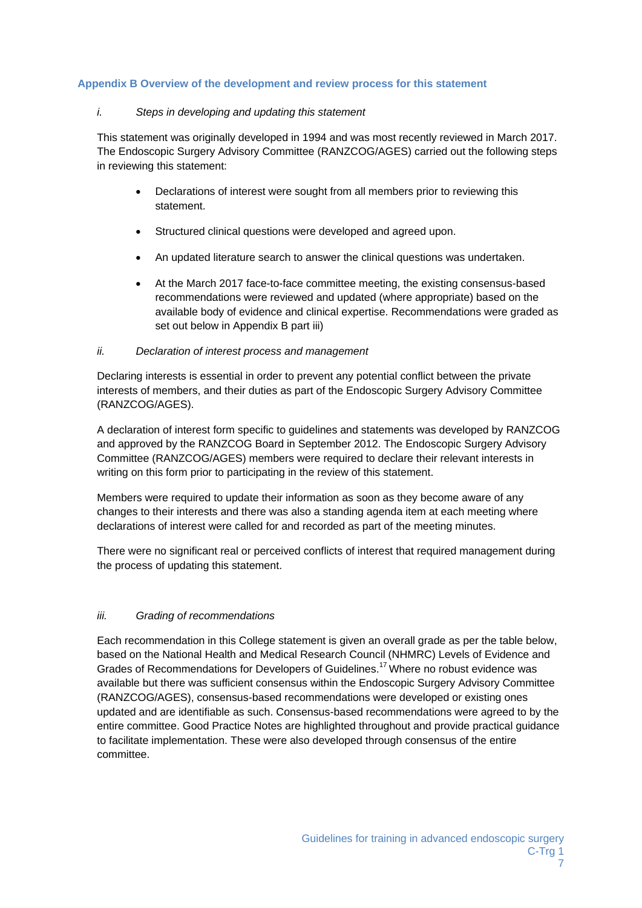## Appendix B Overview of the development and review process for this statement

*i. Steps in developing and updating this statement*

This statement was originally developed in 1994 and was most recently reviewed in March 2017. The Endoscopic Surgery Advisory Committee (RANZCOG/AGES) carried out the following steps in reviewing this statement:

- Declarations of interest were sought from all members prior to reviewing this statement.
- Structured clinical questions were developed and agreed upon.
- An updated literature search to answer the clinical questions was undertaken.
- At the March 2017 face-to-face committee meeting, the existing consensus-based recommendations were reviewed and updated (where appropriate) based on the available body of evidence and clinical expertise. Recommendations were graded as set out below in Appendix B part iii)

*ii. Declaration of interest process and management*

Declaring interests is essential in order to prevent any potential conflict between the private interests of members, and their duties as part of the Endoscopic Surgery Advisory Committee (RANZCOG/AGES).

A declaration of interest form specific to guidelines and statements was developed by RANZCOG and approved by the RANZCOG Board in September 2012. The Endoscopic Surgery Advisory Committee (RANZCOG/AGES) members were required to declare their relevant interests in writing on this form prior to participating in the review of this statement.

Members were required to update their information as soon as they become aware of any changes to their interests and there was also a standing agenda item at each meeting where declarations of interest were called for and recorded as part of the meeting minutes.

There were no significant real or perceived conflicts of interest that required management during the process of updating this statement.

*iii. Grading of recommendations*

Each recommendation in this College statement is given an overall grade as per the table below, based on the National Health and Medical Research Council (NHMRC) Levels of Evidence and Grades of Recommendations for Developers of Guidelines.[17] Where no robust evidence was available but there was sufficient consensus within the Endoscopic Surgery Advisory Committee (RANZCOG/AGES), consensus-based recommendations were developed or existing ones updated and are identifiable as such. Consensus-based recommendations were agreed to by the entire committee. Good Practice Notes are highlighted throughout and provide practical guidance to facilitate implementation. These were also developed through consensus of the entire committee.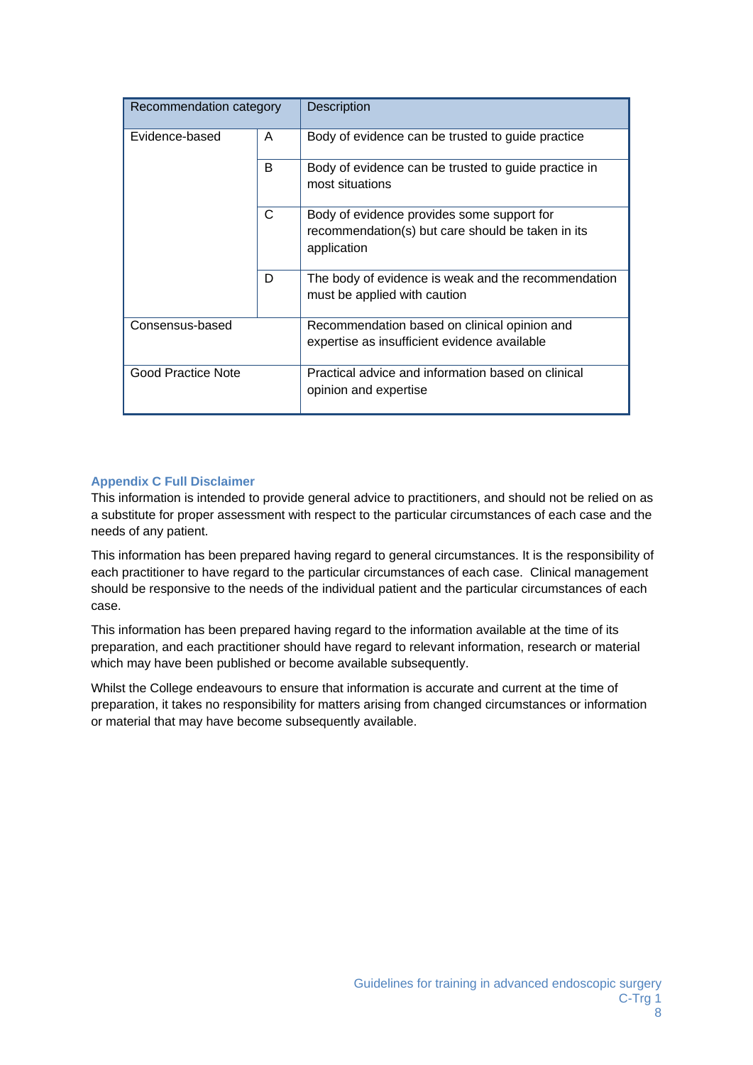| Recommendation category | | Description |
|---|---|---|
| Evidence-based | A | Body of evidence can be trusted to guide practice |
| | B | Body of evidence can be trusted to guide practice in most situations |
| | C | Body of evidence provides some support for recommendation(s) but care should be taken in its application |
| | D | The body of evidence is weak and the recommendation must be applied with caution |
| Consensus-based | | Recommendation based on clinical opinion and expertise as insufficient evidence available |
| Good Practice Note | | Practical advice and information based on clinical opinion and expertise |

## Appendix C Full Disclaimer

This information is intended to provide general advice to practitioners, and should not be relied on as a substitute for proper assessment with respect to the particular circumstances of each case and the needs of any patient.

This information has been prepared having regard to general circumstances. It is the responsibility of each practitioner to have regard to the particular circumstances of each case. Clinical management should be responsive to the needs of the individual patient and the particular circumstances of each case.

This information has been prepared having regard to the information available at the time of its preparation, and each practitioner should have regard to relevant information, research or material which may have been published or become available subsequently.

Whilst the College endeavours to ensure that information is accurate and current at the time of preparation, it takes no responsibility for matters arising from changed circumstances or information or material that may have become subsequently available.